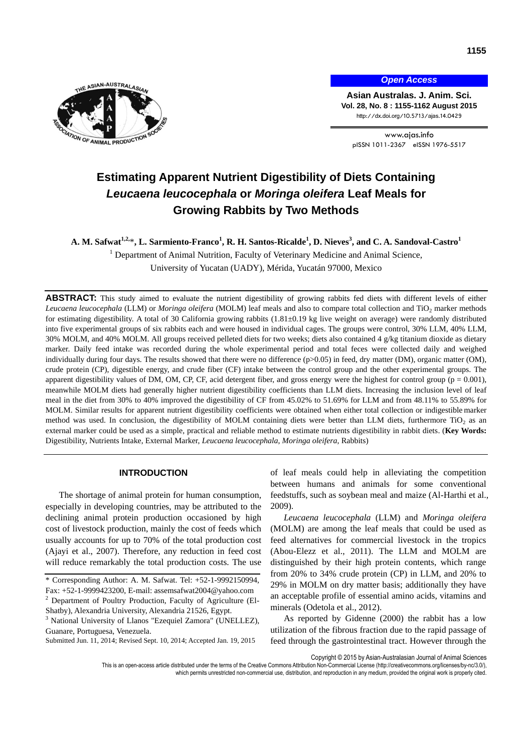# Estimating Apparent Nutrient Digestibility of Diets Containing *Leucaena leucocephala* or *Moringa oleifera* Leaf Meals for Growing Rabbits by Two Methods

**A. M. Safwat[1,2,]*, L. Sarmiento-Franco[1], R. H. Santos-Ricalde[1], D. Nieves[3], and C. A. Sandoval-Castro[1]**

[1] Department of Animal Nutrition, Faculty of Veterinary Medicine and Animal Science, University of Yucatan (UADY), Mérida, Yucatán 97000, Mexico

**ABSTRACT:** This study aimed to evaluate the nutrient digestibility of growing rabbits fed diets with different levels of either *Leucaena leucocephala* (LLM) or *Moringa oleifera* (MOLM) leaf meals and also to compare total collection and $TiO_2$ marker methods for estimating digestibility. A total of 30 California growing rabbits (1.81±0.19 kg live weight on average) were randomly distributed into five experimental groups of six rabbits each and were housed in individual cages. The groups were control, 30% LLM, 40% LLM, 30% MOLM, and 40% MOLM. All groups received pelleted diets for two weeks; diets also contained 4 g/kg titanium dioxide as dietary marker. Daily feed intake was recorded during the whole experimental period and total feces were collected daily and weighed individually during four days. The results showed that there were no difference (p>0.05) in feed, dry matter (DM), organic matter (OM), crude protein (CP), digestible energy, and crude fiber (CF) intake between the control group and the other experimental groups. The apparent digestibility values of DM, OM, CP, CF, acid detergent fiber, and gross energy were the highest for control group (p = 0.001), meanwhile MOLM diets had generally higher nutrient digestibility coefficients than LLM diets. Increasing the inclusion level of leaf meal in the diet from 30% to 40% improved the digestibility of CF from 45.02% to 51.69% for LLM and from 48.11% to 55.89% for MOLM. Similar results for apparent nutrient digestibility coefficients were obtained when either total collection or indigestible marker method was used. In conclusion, the digestibility of MOLM containing diets were better than LLM diets, furthermore $TiO_2$ as an external marker could be used as a simple, practical and reliable method to estimate nutrients digestibility in rabbit diets. (**Key Words:** Digestibility, Nutrients Intake, External Marker, *Leucaena leucocephala*, *Moringa oleifera*, Rabbits)

## INTRODUCTION

The shortage of animal protein for human consumption, especially in developing countries, may be attributed to the declining animal protein production occasioned by high cost of livestock production, mainly the cost of feeds which usually accounts for up to 70% of the total production cost (Ajayi et al., 2007). Therefore, any reduction in feed cost will reduce remarkably the total production costs. The use of leaf meals could help in alleviating the competition between humans and animals for some conventional feedstuffs, such as soybean meal and maize (Al-Harthi et al., 2009).

*Leucaena leucocephala* (LLM) and *Moringa oleifera* (MOLM) are among the leaf meals that could be used as feed alternatives for commercial livestock in the tropics (Abou-Elezz et al., 2011). The LLM and MOLM are distinguished by their high protein contents, which range from 20% to 34% crude protein (CP) in LLM, and 20% to 29% in MOLM on dry matter basis; additionally they have an acceptable profile of essential amino acids, vitamins and minerals (Odetola et al., 2012).

As reported by Gidenne (2000) the rabbit has a low utilization of the fibrous fraction due to the rapid passage of feed through the gastrointestinal tract. However through the

\* Corresponding Author: A. M. Safwat. Tel: +52-1-9992150994, Fax: +52-1-9999423200, E-mail: assemsafwat2004@yahoo.com

[2] Department of Poultry Production, Faculty of Agriculture (El-Shatby), Alexandria University, Alexandria 21526, Egypt.

[3] National University of Llanos "Ezequiel Zamora" (UNELLEZ), Guanare, Portuguesa, Venezuela.

Submitted Jun. 11, 2014; Revised Sept. 10, 2014; Accepted Jan. 19, 2015

Copyright © 2015 by Asian-Australasian Journal of Animal Sciences

This is an open-access article distributed under the terms of the Creative Commons Attribution Non-Commercial License (http://creativecommons.org/licenses/by-nc/3.0/), which permits unrestricted non-commercial use, distribution, and reproduction in any medium, provided the original work is properly cited.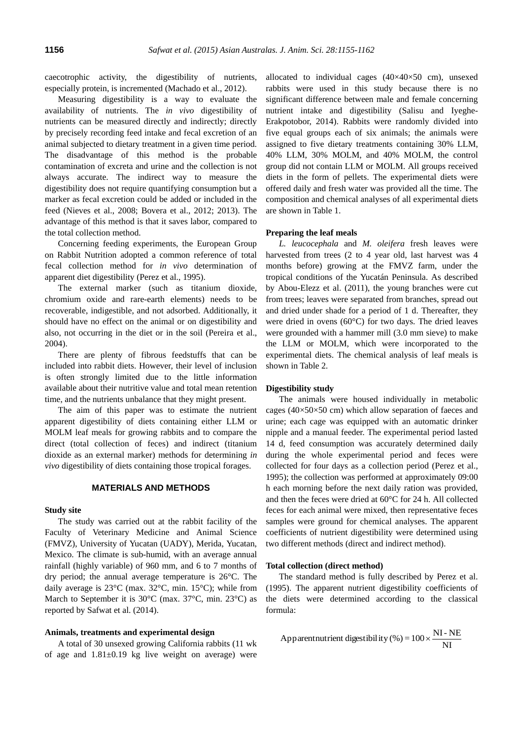caecotrophic activity, the digestibility of nutrients, especially protein, is incremented (Machado et al., 2012).

Measuring digestibility is a way to evaluate the availability of nutrients. The *in vivo* digestibility of nutrients can be measured directly and indirectly; directly by precisely recording feed intake and fecal excretion of an animal subjected to dietary treatment in a given time period. The disadvantage of this method is the probable contamination of excreta and urine and the collection is not always accurate. The indirect way to measure the digestibility does not require quantifying consumption but a marker as fecal excretion could be added or included in the feed (Nieves et al., 2008; Bovera et al., 2012; 2013). The advantage of this method is that it saves labor, compared to the total collection method.

Concerning feeding experiments, the European Group on Rabbit Nutrition adopted a common reference of total fecal collection method for *in vivo* determination of apparent diet digestibility (Perez et al., 1995).

The external marker (such as titanium dioxide, chromium oxide and rare-earth elements) needs to be recoverable, indigestible, and not adsorbed. Additionally, it should have no effect on the animal or on digestibility and also, not occurring in the diet or in the soil (Pereira et al., 2004).

There are plenty of fibrous feedstuffs that can be included into rabbit diets. However, their level of inclusion is often strongly limited due to the little information available about their nutritive value and total mean retention time, and the nutrients unbalance that they might present.

The aim of this paper was to estimate the nutrient apparent digestibility of diets containing either LLM or MOLM leaf meals for growing rabbits and to compare the direct (total collection of feces) and indirect (titanium dioxide as an external marker) methods for determining *in vivo* digestibility of diets containing those tropical forages.

## MATERIALS AND METHODS

### Study site

The study was carried out at the rabbit facility of the Faculty of Veterinary Medicine and Animal Science (FMVZ), University of Yucatan (UADY), Merida, Yucatan, Mexico. The climate is sub-humid, with an average annual rainfall (highly variable) of 960 mm, and 6 to 7 months of dry period; the annual average temperature is 26°C. The daily average is 23°C (max. 32°C, min. 15°C); while from March to September it is 30°C (max. 37°C, min. 23°C) as reported by Safwat et al. (2014).

### Animals, treatments and experimental design

A total of 30 unsexed growing California rabbits (11 wk of age and 1.81±0.19 kg live weight on average) were allocated to individual cages (40×40×50 cm), unsexed rabbits were used in this study because there is no significant difference between male and female concerning nutrient intake and digestibility (Salisu and Iyeghe-Erakpotobor, 2014). Rabbits were randomly divided into five equal groups each of six animals; the animals were assigned to five dietary treatments containing 30% LLM, 40% LLM, 30% MOLM, and 40% MOLM, the control group did not contain LLM or MOLM. All groups received diets in the form of pellets. The experimental diets were offered daily and fresh water was provided all the time. The composition and chemical analyses of all experimental diets are shown in Table 1.

### Preparing the leaf meals

*L. leucocephala* and *M. oleifera* fresh leaves were harvested from trees (2 to 4 year old, last harvest was 4 months before) growing at the FMVZ farm, under the tropical conditions of the Yucatán Peninsula. As described by Abou-Elezz et al. (2011), the young branches were cut from trees; leaves were separated from branches, spread out and dried under shade for a period of 1 d. Thereafter, they were dried in ovens (60°C) for two days. The dried leaves were grounded with a hammer mill (3.0 mm sieve) to make the LLM or MOLM, which were incorporated to the experimental diets. The chemical analysis of leaf meals is shown in Table 2.

### Digestibility study

The animals were housed individually in metabolic cages (40×50×50 cm) which allow separation of faeces and urine; each cage was equipped with an automatic drinker nipple and a manual feeder. The experimental period lasted 14 d, feed consumption was accurately determined daily during the whole experimental period and feces were collected for four days as a collection period (Perez et al., 1995); the collection was performed at approximately 09:00 h each morning before the next daily ration was provided, and then the feces were dried at 60°C for 24 h. All collected feces for each animal were mixed, then representative feces samples were ground for chemical analyses. The apparent coefficients of nutrient digestibility were determined using two different methods (direct and indirect method).

### Total collection (direct method)

The standard method is fully described by Perez et al. (1995). The apparent nutrient digestibility coefficients of the diets were determined according to the classical formula:

$$\text{Apparent nutrient digestibility (\%)} = 100 \times \frac{\text{NI - NE}}{\text{NI}}$$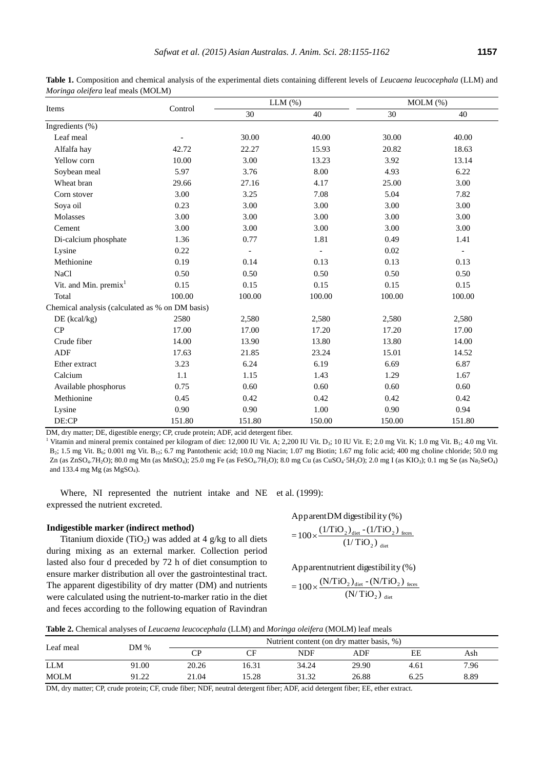**Table 1.** Composition and chemical analysis of the experimental diets containing different levels of *Leucaena leucocephala* (LLM) and *Moringa oleifera* leaf meals (MOLM)

| Items | Control | LLM (%) | | MOLM (%) | |
|---|---|---|---|---|---|
| | | 30 | 40 | 30 | 40 |
| Ingredients (%) | | | | | |
| Leaf meal | - | 30.00 | 40.00 | 30.00 | 40.00 |
| Alfalfa hay | 42.72 | 22.27 | 15.93 | 20.82 | 18.63 |
| Yellow corn | 10.00 | 3.00 | 13.23 | 3.92 | 13.14 |
| Soybean meal | 5.97 | 3.76 | 8.00 | 4.93 | 6.22 |
| Wheat bran | 29.66 | 27.16 | 4.17 | 25.00 | 3.00 |
| Corn stover | 3.00 | 3.25 | 7.08 | 5.04 | 7.82 |
| Soya oil | 0.23 | 3.00 | 3.00 | 3.00 | 3.00 |
| Molasses | 3.00 | 3.00 | 3.00 | 3.00 | 3.00 |
| Cement | 3.00 | 3.00 | 3.00 | 3.00 | 3.00 |
| Di-calcium phosphate | 1.36 | 0.77 | 1.81 | 0.49 | 1.41 |
| Lysine | 0.22 | - | - | 0.02 | - |
| Methionine | 0.19 | 0.14 | 0.13 | 0.13 | 0.13 |
| NaCl | 0.50 | 0.50 | 0.50 | 0.50 | 0.50 |
| Vit. and Min. premix[1] | 0.15 | 0.15 | 0.15 | 0.15 | 0.15 |
| Total | 100.00 | 100.00 | 100.00 | 100.00 | 100.00 |
| Chemical analysis (calculated as % on DM basis) | | | | | |
| DE (kcal/kg) | 2580 | 2,580 | 2,580 | 2,580 | 2,580 |
| CP | 17.00 | 17.00 | 17.20 | 17.20 | 17.00 |
| Crude fiber | 14.00 | 13.90 | 13.80 | 13.80 | 14.00 |
| ADF | 17.63 | 21.85 | 23.24 | 15.01 | 14.52 |
| Ether extract | 3.23 | 6.24 | 6.19 | 6.69 | 6.87 |
| Calcium | 1.1 | 1.15 | 1.43 | 1.29 | 1.67 |
| Available phosphorus | 0.75 | 0.60 | 0.60 | 0.60 | 0.60 |
| Methionine | 0.45 | 0.42 | 0.42 | 0.42 | 0.42 |
| Lysine | 0.90 | 0.90 | 1.00 | 0.90 | 0.94 |
| DE:CP | 151.80 | 151.80 | 150.00 | 150.00 | 151.80 |

DM, dry matter; DE, digestible energy; CP, crude protein; ADF, acid detergent fiber.

[1] Vitamin and mineral premix contained per kilogram of diet: 12,000 IU Vit. A; 2,200 IU Vit. $D_3$; 10 IU Vit. E; 2.0 mg Vit. K; 1.0 mg Vit. $B_1$; 4.0 mg Vit. $B_2$; 1.5 mg Vit. $B_6$; 0.001 mg Vit. $B_{12}$; 6.7 mg Pantothenic acid; 10.0 mg Niacin; 1.07 mg Biotin; 1.67 mg folic acid; 400 mg choline chloride; 50.0 mg Zn (as $ZnSO_4.7H_2O$); 80.0 mg Mn (as $MnSO_4$); 25.0 mg Fe (as $FeSO_4.7H_2O$); 8.0 mg Cu (as $CuSO_4 \cdot 5H_2O$); 2.0 mg I (as $KIO_3$); 0.1 mg Se (as $Na_2SeO_4$) and 133.4 mg Mg (as $MgSO_4$).

Where, NI represented the nutrient intake and NE expressed the nutrient excreted.

### Indigestible marker (indirect method)

Titanium dioxide ($TiO_2$) was added at 4 g/kg to all diets during mixing as an external marker. Collection period lasted also four d preceded by 72 h of diet consumption to ensure marker distribution all over the gastrointestinal tract. The apparent digestibility of dry matter (DM) and nutrients were calculated using the nutrient-to-marker ratio in the diet and feces according to the following equation of Ravindran et al. (1999):

$$\text{Apparent DM digestibility (\%)} = 100 \times \frac{(1/TiO_2)_{diet} - (1/TiO_2)_{feces}}{(1/TiO_2)_{diet}}$$

$$\text{Apparent nutrient digestibility (\%)} = 100 \times \frac{(N/TiO_2)_{diet} - (N/TiO_2)_{feces}}{(N/TiO_2)_{diet}}$$

**Table 2.** Chemical analyses of *Leucaena leucocephala* (LLM) and *Moringa oleifera* (MOLM) leaf meals

| Leaf meal | DM % | Nutrient content (on dry matter basis, %) | | | | | |
|---|---|---|---|---|---|---|---|
| | | CP | CF | NDF | ADF | EE | Ash |
| LLM | 91.00 | 20.26 | 16.31 | 34.24 | 29.90 | 4.61 | 7.96 |
| MOLM | 91.22 | 21.04 | 15.28 | 31.32 | 26.88 | 6.25 | 8.89 |

DM, dry matter; CP, crude protein; CF, crude fiber; NDF, neutral detergent fiber; ADF, acid detergent fiber; EE, ether extract.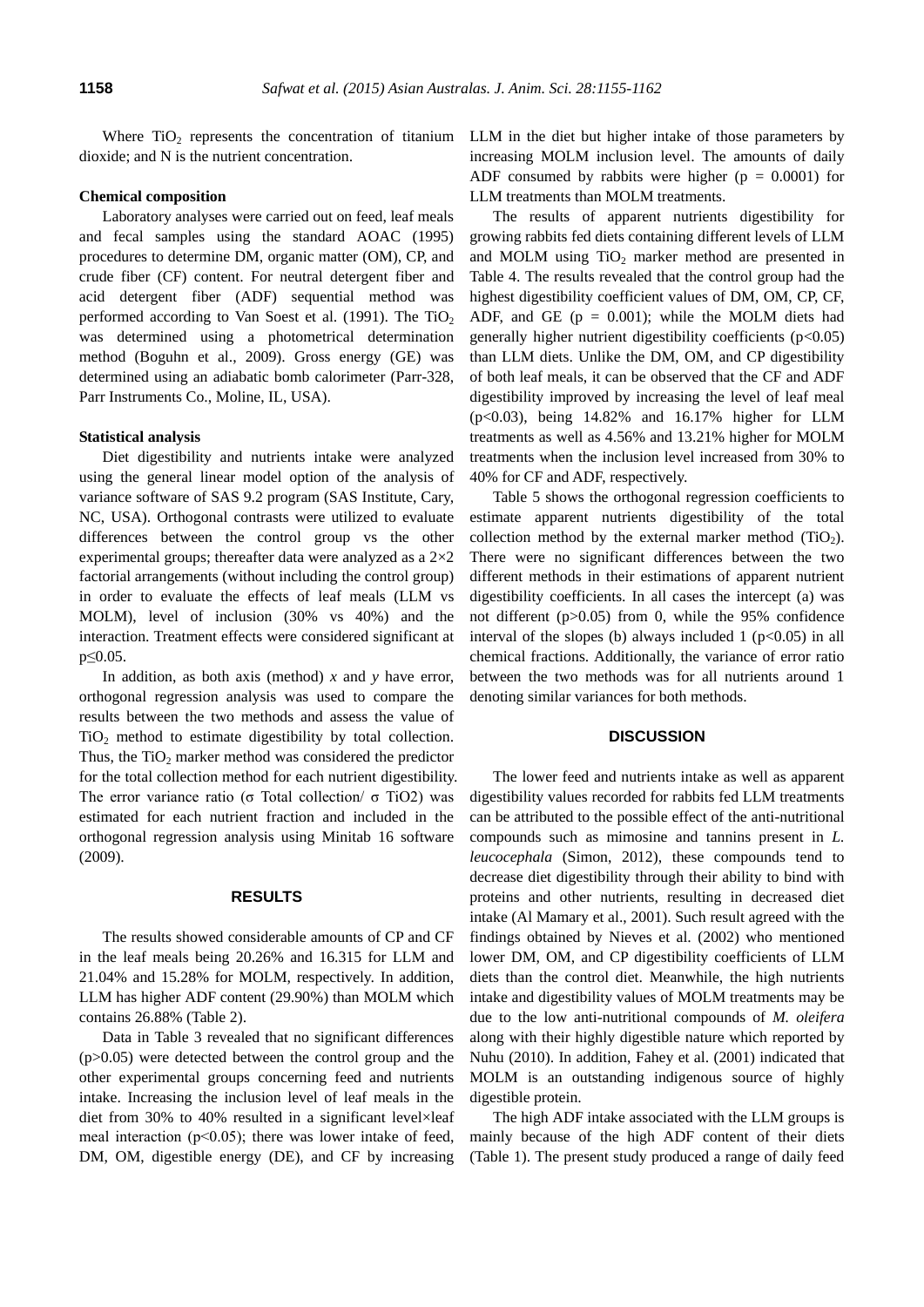Where $TiO_2$ represents the concentration of titanium dioxide; and N is the nutrient concentration.

### Chemical composition

Laboratory analyses were carried out on feed, leaf meals and fecal samples using the standard AOAC (1995) procedures to determine DM, organic matter (OM), CP, and crude fiber (CF) content. For neutral detergent fiber and acid detergent fiber (ADF) sequential method was performed according to Van Soest et al. (1991). The $TiO_2$ was determined using a photometrical determination method (Boguhn et al., 2009). Gross energy (GE) was determined using an adiabatic bomb calorimeter (Parr-328, Parr Instruments Co., Moline, IL, USA).

### Statistical analysis

Diet digestibility and nutrients intake were analyzed using the general linear model option of the analysis of variance software of SAS 9.2 program (SAS Institute, Cary, NC, USA). Orthogonal contrasts were utilized to evaluate differences between the control group vs the other experimental groups; thereafter data were analyzed as a 2×2 factorial arrangements (without including the control group) in order to evaluate the effects of leaf meals (LLM vs MOLM), level of inclusion (30% vs 40%) and the interaction. Treatment effects were considered significant at $p \leq 0.05$.

In addition, as both axis (method) *x* and *y* have error, orthogonal regression analysis was used to compare the results between the two methods and assess the value of $TiO_2$ method to estimate digestibility by total collection. Thus, the $TiO_2$ marker method was considered the predictor for the total collection method for each nutrient digestibility. The error variance ratio (σ Total collection/ σ TiO2) was estimated for each nutrient fraction and included in the orthogonal regression analysis using Minitab 16 software (2009).

## RESULTS

The results showed considerable amounts of CP and CF in the leaf meals being 20.26% and 16.315 for LLM and 21.04% and 15.28% for MOLM, respectively. In addition, LLM has higher ADF content (29.90%) than MOLM which contains 26.88% (Table 2).

Data in Table 3 revealed that no significant differences ($p > 0.05$) were detected between the control group and the other experimental groups concerning feed and nutrients intake. Increasing the inclusion level of leaf meals in the diet from 30% to 40% resulted in a significant level×leaf meal interaction ($p < 0.05$); there was lower intake of feed, DM, OM, digestible energy (DE), and CF by increasing LLM in the diet but higher intake of those parameters by increasing MOLM inclusion level. The amounts of daily ADF consumed by rabbits were higher ($p = 0.0001$) for LLM treatments than MOLM treatments.

The results of apparent nutrients digestibility for growing rabbits fed diets containing different levels of LLM and MOLM using $TiO_2$ marker method are presented in Table 4. The results revealed that the control group had the highest digestibility coefficient values of DM, OM, CP, CF, ADF, and GE ($p = 0.001$); while the MOLM diets had generally higher nutrient digestibility coefficients ($p < 0.05$) than LLM diets. Unlike the DM, OM, and CP digestibility of both leaf meals, it can be observed that the CF and ADF digestibility improved by increasing the level of leaf meal ($p < 0.03$), being 14.82% and 16.17% higher for LLM treatments as well as 4.56% and 13.21% higher for MOLM treatments when the inclusion level increased from 30% to 40% for CF and ADF, respectively.

Table 5 shows the orthogonal regression coefficients to estimate apparent nutrients digestibility of the total collection method by the external marker method ($TiO_2$). There were no significant differences between the two different methods in their estimations of apparent nutrient digestibility coefficients. In all cases the intercept (a) was not different ($p > 0.05$) from 0, while the 95% confidence interval of the slopes (b) always included 1 ($p < 0.05$) in all chemical fractions. Additionally, the variance of error ratio between the two methods was for all nutrients around 1 denoting similar variances for both methods.

## DISCUSSION

The lower feed and nutrients intake as well as apparent digestibility values recorded for rabbits fed LLM treatments can be attributed to the possible effect of the anti-nutritional compounds such as mimosine and tannins present in *L. leucocephala* (Simon, 2012), these compounds tend to decrease diet digestibility through their ability to bind with proteins and other nutrients, resulting in decreased diet intake (Al Mamary et al., 2001). Such result agreed with the findings obtained by Nieves et al. (2002) who mentioned lower DM, OM, and CP digestibility coefficients of LLM diets than the control diet. Meanwhile, the high nutrients intake and digestibility values of MOLM treatments may be due to the low anti-nutritional compounds of *M. oleifera* along with their highly digestible nature which reported by Nuhu (2010). In addition, Fahey et al. (2001) indicated that MOLM is an outstanding indigenous source of highly digestible protein.

The high ADF intake associated with the LLM groups is mainly because of the high ADF content of their diets (Table 1). The present study produced a range of daily feed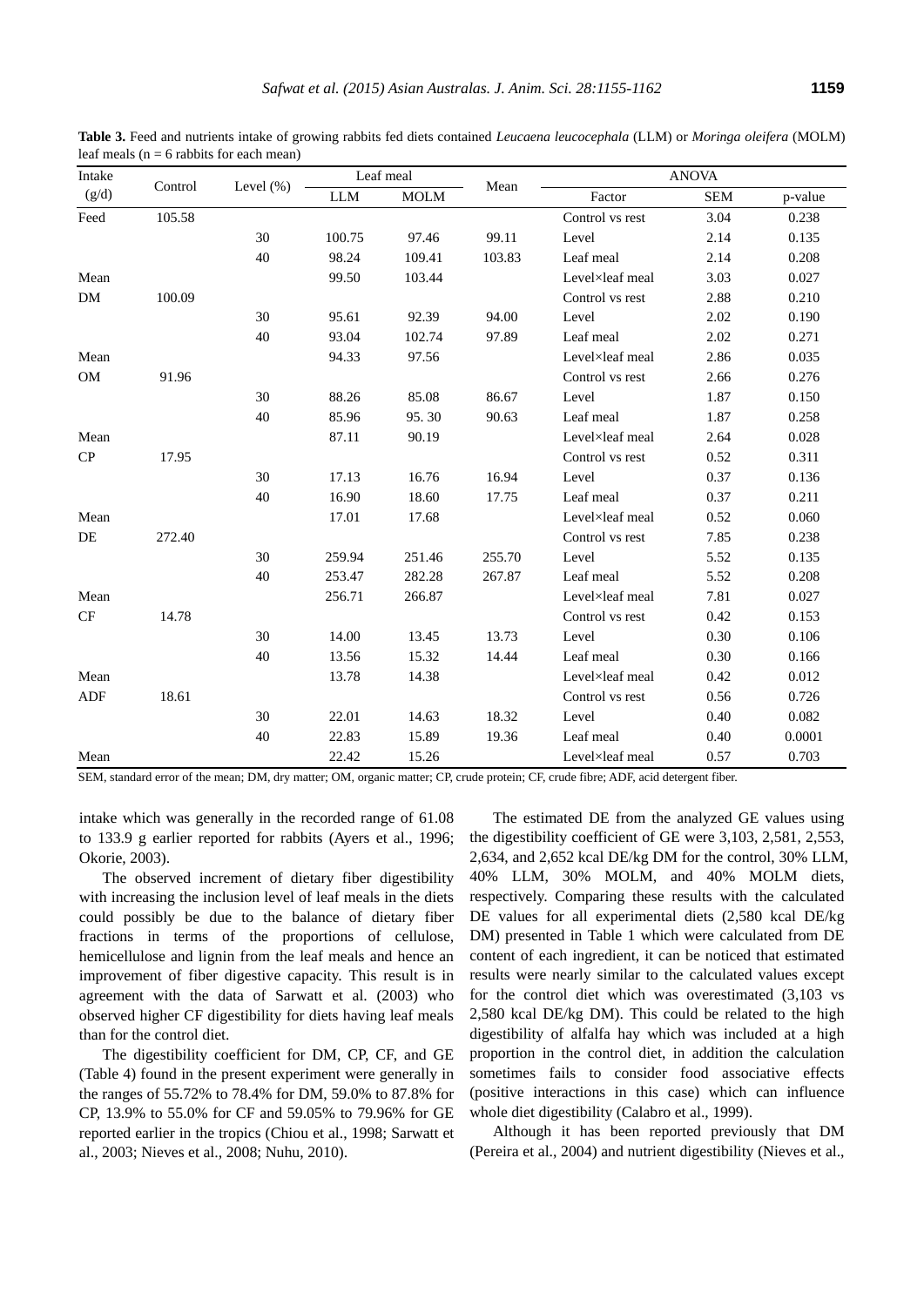**Table 3.** Feed and nutrients intake of growing rabbits fed diets contained *Leucaena leucocephala* (LLM) or *Moringa oleifera* (MOLM) leaf meals (n = 6 rabbits for each mean)

| Intake (g/d) | Control | Level (%) | Leaf meal | | Mean | ANOVA | | |
|---|---|---|---|---|---|---|---|---|
| | | | LLM | MOLM | | Factor | SEM | p-value |
| Feed | 105.58 | | | | | Control vs rest | 3.04 | 0.238 |
| | | 30 | 100.75 | 97.46 | 99.11 | Level | 2.14 | 0.135 |
| | | 40 | 98.24 | 109.41 | 103.83 | Leaf meal | 2.14 | 0.208 |
| Mean | | | 99.50 | 103.44 | | Level×leaf meal | 3.03 | 0.027 |
| DM | 100.09 | | | | | Control vs rest | 2.88 | 0.210 |
| | | 30 | 95.61 | 92.39 | 94.00 | Level | 2.02 | 0.190 |
| | | 40 | 93.04 | 102.74 | 97.89 | Leaf meal | 2.02 | 0.271 |
| Mean | | | 94.33 | 97.56 | | Level×leaf meal | 2.86 | 0.035 |
| OM | 91.96 | | | | | Control vs rest | 2.66 | 0.276 |
| | | 30 | 88.26 | 85.08 | 86.67 | Level | 1.87 | 0.150 |
| | | 40 | 85.96 | 95. 30 | 90.63 | Leaf meal | 1.87 | 0.258 |
| Mean | | | 87.11 | 90.19 | | Level×leaf meal | 2.64 | 0.028 |
| CP | 17.95 | | | | | Control vs rest | 0.52 | 0.311 |
| | | 30 | 17.13 | 16.76 | 16.94 | Level | 0.37 | 0.136 |
| | | 40 | 16.90 | 18.60 | 17.75 | Leaf meal | 0.37 | 0.211 |
| Mean | | | 17.01 | 17.68 | | Level×leaf meal | 0.52 | 0.060 |
| DE | 272.40 | | | | | Control vs rest | 7.85 | 0.238 |
| | | 30 | 259.94 | 251.46 | 255.70 | Level | 5.52 | 0.135 |
| | | 40 | 253.47 | 282.28 | 267.87 | Leaf meal | 5.52 | 0.208 |
| Mean | | | 256.71 | 266.87 | | Level×leaf meal | 7.81 | 0.027 |
| CF | 14.78 | | | | | Control vs rest | 0.42 | 0.153 |
| | | 30 | 14.00 | 13.45 | 13.73 | Level | 0.30 | 0.106 |
| | | 40 | 13.56 | 15.32 | 14.44 | Leaf meal | 0.30 | 0.166 |
| Mean | | | 13.78 | 14.38 | | Level×leaf meal | 0.42 | 0.012 |
| ADF | 18.61 | | | | | Control vs rest | 0.56 | 0.726 |
| | | 30 | 22.01 | 14.63 | 18.32 | Level | 0.40 | 0.082 |
| | | 40 | 22.83 | 15.89 | 19.36 | Leaf meal | 0.40 | 0.0001 |
| Mean | | | 22.42 | 15.26 | | Level×leaf meal | 0.57 | 0.703 |

SEM, standard error of the mean; DM, dry matter; OM, organic matter; CP, crude protein; CF, crude fibre; ADF, acid detergent fiber.

intake which was generally in the recorded range of 61.08 to 133.9 g earlier reported for rabbits (Ayers et al., 1996; Okorie, 2003).

The observed increment of dietary fiber digestibility with increasing the inclusion level of leaf meals in the diets could possibly be due to the balance of dietary fiber fractions in terms of the proportions of cellulose, hemicellulose and lignin from the leaf meals and hence an improvement of fiber digestive capacity. This result is in agreement with the data of Sarwatt et al. (2003) who observed higher CF digestibility for diets having leaf meals than for the control diet.

The digestibility coefficient for DM, CP, CF, and GE (Table 4) found in the present experiment were generally in the ranges of 55.72% to 78.4% for DM, 59.0% to 87.8% for CP, 13.9% to 55.0% for CF and 59.05% to 79.96% for GE reported earlier in the tropics (Chiou et al., 1998; Sarwatt et al., 2003; Nieves et al., 2008; Nuhu, 2010).

The estimated DE from the analyzed GE values using the digestibility coefficient of GE were 3,103, 2,581, 2,553, 2,634, and 2,652 kcal DE/kg DM for the control, 30% LLM, 40% LLM, 30% MOLM, and 40% MOLM diets, respectively. Comparing these results with the calculated DE values for all experimental diets (2,580 kcal DE/kg DM) presented in Table 1 which were calculated from DE content of each ingredient, it can be noticed that estimated results were nearly similar to the calculated values except for the control diet which was overestimated (3,103 vs 2,580 kcal DE/kg DM). This could be related to the high digestibility of alfalfa hay which was included at a high proportion in the control diet, in addition the calculation sometimes fails to consider food associative effects (positive interactions in this case) which can influence whole diet digestibility (Calabro et al., 1999).

Although it has been reported previously that DM (Pereira et al., 2004) and nutrient digestibility (Nieves et al.,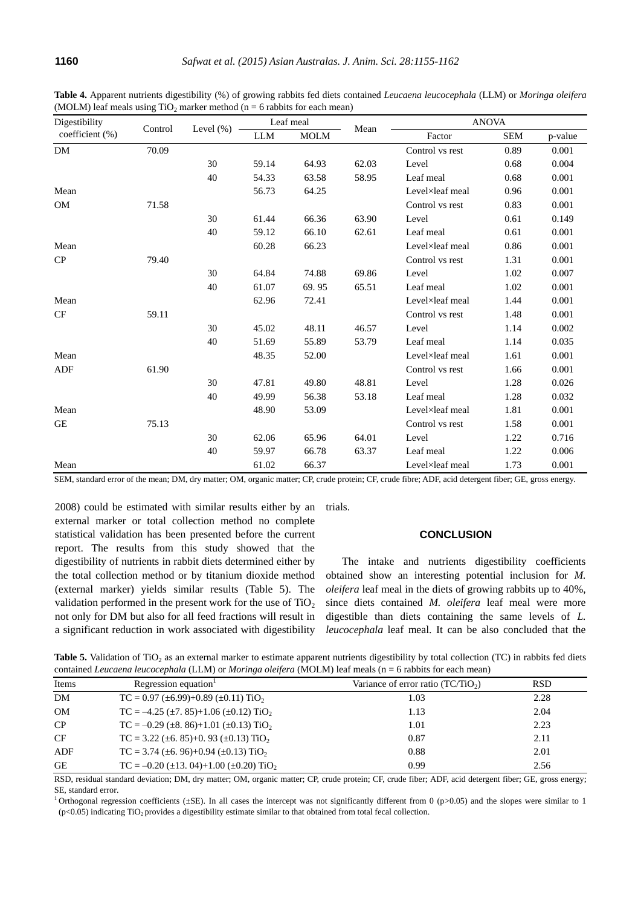**Table 4.** Apparent nutrients digestibility (%) of growing rabbits fed diets contained *Leucaena leucocephala* (LLM) or *Moringa oleifera* (MOLM) leaf meals using $TiO_2$ marker method (n = 6 rabbits for each mean)

| Digestibility coefficient (%) | Control | Level (%) | Leaf meal | | Mean | ANOVA | | |
|---|---|---|---|---|---|---|---|---|
| | | | LLM | MOLM | | Factor | SEM | p-value |
| DM | 70.09 | | | | | Control vs rest | 0.89 | 0.001 |
| | | 30 | 59.14 | 64.93 | 62.03 | Level | 0.68 | 0.004 |
| | | 40 | 54.33 | 63.58 | 58.95 | Leaf meal | 0.68 | 0.001 |
| Mean | | | 56.73 | 64.25 | | Level×leaf meal | 0.96 | 0.001 |
| OM | 71.58 | | | | | Control vs rest | 0.83 | 0.001 |
| | | 30 | 61.44 | 66.36 | 63.90 | Level | 0.61 | 0.149 |
| | | 40 | 59.12 | 66.10 | 62.61 | Leaf meal | 0.61 | 0.001 |
| Mean | | | 60.28 | 66.23 | | Level×leaf meal | 0.86 | 0.001 |
| CP | 79.40 | | | | | Control vs rest | 1.31 | 0.001 |
| | | 30 | 64.84 | 74.88 | 69.86 | Level | 1.02 | 0.007 |
| | | 40 | 61.07 | 69. 95 | 65.51 | Leaf meal | 1.02 | 0.001 |
| Mean | | | 62.96 | 72.41 | | Level×leaf meal | 1.44 | 0.001 |
| CF | 59.11 | | | | | Control vs rest | 1.48 | 0.001 |
| | | 30 | 45.02 | 48.11 | 46.57 | Level | 1.14 | 0.002 |
| | | 40 | 51.69 | 55.89 | 53.79 | Leaf meal | 1.14 | 0.035 |
| Mean | | | 48.35 | 52.00 | | Level×leaf meal | 1.61 | 0.001 |
| ADF | 61.90 | | | | | Control vs rest | 1.66 | 0.001 |
| | | 30 | 47.81 | 49.80 | 48.81 | Level | 1.28 | 0.026 |
| | | 40 | 49.99 | 56.38 | 53.18 | Leaf meal | 1.28 | 0.032 |
| Mean | | | 48.90 | 53.09 | | Level×leaf meal | 1.81 | 0.001 |
| GE | 75.13 | | | | | Control vs rest | 1.58 | 0.001 |
| | | 30 | 62.06 | 65.96 | 64.01 | Level | 1.22 | 0.716 |
| | | 40 | 59.97 | 66.78 | 63.37 | Leaf meal | 1.22 | 0.006 |
| Mean | | | 61.02 | 66.37 | | Level×leaf meal | 1.73 | 0.001 |

SEM, standard error of the mean; DM, dry matter; OM, organic matter; CP, crude protein; CF, crude fibre; ADF, acid detergent fiber; GE, gross energy.

2008) could be estimated with similar results either by an external marker or total collection method no complete statistical validation has been presented before the current report. The results from this study showed that the digestibility of nutrients in rabbit diets determined either by the total collection method or by titanium dioxide method (external marker) yields similar results (Table 5). The validation performed in the present work for the use of $TiO_2$ not only for DM but also for all feed fractions will result in a significant reduction in work associated with digestibility trials.

## CONCLUSION

The intake and nutrients digestibility coefficients obtained show an interesting potential inclusion for *M. oleifera* leaf meal in the diets of growing rabbits up to 40%, since diets contained *M. oleifera* leaf meal were more digestible than diets containing the same levels of *L. leucocephala* leaf meal. It can be also concluded that the

**Table 5.** Validation of $TiO_2$ as an external marker to estimate apparent nutrients digestibility by total collection (TC) in rabbits fed diets contained *Leucaena leucocephala* (LLM) or *Moringa oleifera* (MOLM) leaf meals (n = 6 rabbits for each mean)

| Items | Regression equation[1] | Variance of error ratio ($TC/TiO_2$) | RSD |
|---|---|---|---|
| DM | $TC = 0.97\ (\pm 6.99) + 0.89\ (\pm 0.11)\ TiO_2$ | 1.03 | 2.28 |
| OM | $TC = -4.25\ (\pm 7.85) + 1.06\ (\pm 0.12)\ TiO_2$ | 1.13 | 2.04 |
| CP | $TC = -0.29\ (\pm 8.86) + 1.01\ (\pm 0.13)\ TiO_2$ | 1.01 | 2.23 |
| CF | $TC = 3.22\ (\pm 6.85) + 0.93\ (\pm 0.13)\ TiO_2$ | 0.87 | 2.11 |
| ADF | $TC = 3.74\ (\pm 6.96) + 0.94\ (\pm 0.13)\ TiO_2$ | 0.88 | 2.01 |
| GE | $TC = -0.20\ (\pm 13.04) + 1.00\ (\pm 0.20)\ TiO_2$ | 0.99 | 2.56 |

RSD, residual standard deviation; DM, dry matter; OM, organic matter; CP, crude protein; CF, crude fiber; ADF, acid detergent fiber; GE, gross energy; SE, standard error.

[1] Orthogonal regression coefficients (±SE). In all cases the intercept was not significantly different from 0 ($p>0.05$) and the slopes were similar to 1 ($p<0.05$) indicating $TiO_2$ provides a digestibility estimate similar to that obtained from total fecal collection.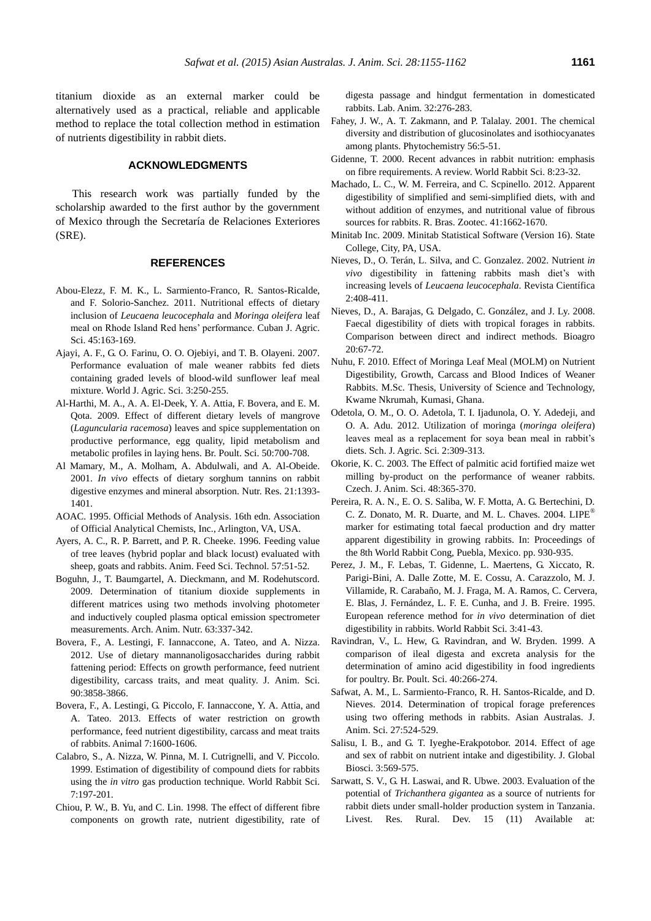titanium dioxide as an external marker could be alternatively used as a practical, reliable and applicable method to replace the total collection method in estimation of nutrients digestibility in rabbit diets.

## ACKNOWLEDGMENTS

This research work was partially funded by the scholarship awarded to the first author by the government of Mexico through the Secretaría de Relaciones Exteriores (SRE).

## REFERENCES

Abou-Elezz, F. M. K., L. Sarmiento-Franco, R. Santos-Ricalde, and F. Solorio-Sanchez. 2011. Nutritional effects of dietary inclusion of *Leucaena leucocephala* and *Moringa oleifera* leaf meal on Rhode Island Red hens' performance. Cuban J. Agric. Sci. 45:163-169.

Ajayi, A. F., G. O. Farinu, O. O. Ojebiyi, and T. B. Olayeni. 2007. Performance evaluation of male weaner rabbits fed diets containing graded levels of blood-wild sunflower leaf meal mixture. World J. Agric. Sci. 3:250-255.

Al-Harthi, M. A., A. A. El-Deek, Y. A. Attia, F. Bovera, and E. M. Qota. 2009. Effect of different dietary levels of mangrove (*Laguncularia racemosa*) leaves and spice supplementation on productive performance, egg quality, lipid metabolism and metabolic profiles in laying hens. Br. Poult. Sci. 50:700-708.

Al Mamary, M., A. Molham, A. Abdulwali, and A. Al-Obeide. 2001. *In vivo* effects of dietary sorghum tannins on rabbit digestive enzymes and mineral absorption. Nutr. Res. 21:1393-1401.

AOAC. 1995. Official Methods of Analysis. 16th edn. Association of Official Analytical Chemists, Inc., Arlington, VA, USA.

Ayers, A. C., R. P. Barrett, and P. R. Cheeke. 1996. Feeding value of tree leaves (hybrid poplar and black locust) evaluated with sheep, goats and rabbits. Anim. Feed Sci. Technol. 57:51-52.

Boguhn, J., T. Baumgartel, A. Dieckmann, and M. Rodehutscord. 2009. Determination of titanium dioxide supplements in different matrices using two methods involving photometer and inductively coupled plasma optical emission spectrometer measurements. Arch. Anim. Nutr. 63:337-342.

Bovera, F., A. Lestingi, F. Iannaccone, A. Tateo, and A. Nizza. 2012. Use of dietary mannanoligosaccharides during rabbit fattening period: Effects on growth performance, feed nutrient digestibility, carcass traits, and meat quality. J. Anim. Sci. 90:3858-3866.

Bovera, F., A. Lestingi, G. Piccolo, F. Iannaccone, Y. A. Attia, and A. Tateo. 2013. Effects of water restriction on growth performance, feed nutrient digestibility, carcass and meat traits of rabbits. Animal 7:1600-1606.

Calabro, S., A. Nizza, W. Pinna, M. I. Cutrignelli, and V. Piccolo. 1999. Estimation of digestibility of compound diets for rabbits using the *in vitro* gas production technique. World Rabbit Sci. 7:197-201.

Chiou, P. W., B. Yu, and C. Lin. 1998. The effect of different fibre components on growth rate, nutrient digestibility, rate of digesta passage and hindgut fermentation in domesticated rabbits. Lab. Anim. 32:276-283.

Fahey, J. W., A. T. Zakmann, and P. Talalay. 2001. The chemical diversity and distribution of glucosinolates and isothiocyanates among plants. Phytochemistry 56:5-51.

Gidenne, T. 2000. Recent advances in rabbit nutrition: emphasis on fibre requirements. A review. World Rabbit Sci. 8:23-32.

Machado, L. C., W. M. Ferreira, and C. Scpinello. 2012. Apparent digestibility of simplified and semi-simplified diets, with and without addition of enzymes, and nutritional value of fibrous sources for rabbits. R. Bras. Zootec. 41:1662-1670.

Minitab Inc. 2009. Minitab Statistical Software (Version 16). State College, City, PA, USA.

Nieves, D., O. Terán, L. Silva, and C. Gonzalez. 2002. Nutrient *in vivo* digestibility in fattening rabbits mash diet's with increasing levels of *Leucaena leucocephala*. Revista Científica 2:408-411.

Nieves, D., A. Barajas, G. Delgado, C. González, and J. Ly. 2008. Faecal digestibility of diets with tropical forages in rabbits. Comparison between direct and indirect methods. Bioagro 20:67-72.

Nuhu, F. 2010. Effect of Moringa Leaf Meal (MOLM) on Nutrient Digestibility, Growth, Carcass and Blood Indices of Weaner Rabbits. M.Sc. Thesis, University of Science and Technology, Kwame Nkrumah, Kumasi, Ghana.

Odetola, O. M., O. O. Adetola, T. I. Ijadunola, O. Y. Adedeji, and O. A. Adu. 2012. Utilization of moringa (*moringa oleifera*) leaves meal as a replacement for soya bean meal in rabbit's diets. Sch. J. Agric. Sci. 2:309-313.

Okorie, K. C. 2003. The Effect of palmitic acid fortified maize wet milling by-product on the performance of weaner rabbits. Czech. J. Anim. Sci. 48:365-370.

Pereira, R. A. N., E. O. S. Saliba, W. F. Motta, A. G. Bertechini, D. C. Z. Donato, M. R. Duarte, and M. L. Chaves. 2004. LIPE® marker for estimating total faecal production and dry matter apparent digestibility in growing rabbits. In: Proceedings of the 8th World Rabbit Cong, Puebla, Mexico. pp. 930-935.

Perez, J. M., F. Lebas, T. Gidenne, L. Maertens, G. Xiccato, R. Parigi-Bini, A. Dalle Zotte, M. E. Cossu, A. Carazzolo, M. J. Villamide, R. Carabaño, M. J. Fraga, M. A. Ramos, C. Cervera, E. Blas, J. Fernández, L. F. E. Cunha, and J. B. Freire. 1995. European reference method for *in vivo* determination of diet digestibility in rabbits. World Rabbit Sci. 3:41-43.

Ravindran, V., L. Hew, G. Ravindran, and W. Bryden. 1999. A comparison of ileal digesta and excreta analysis for the determination of amino acid digestibility in food ingredients for poultry. Br. Poult. Sci. 40:266-274.

Safwat, A. M., L. Sarmiento-Franco, R. H. Santos-Ricalde, and D. Nieves. 2014. Determination of tropical forage preferences using two offering methods in rabbits. Asian Australas. J. Anim. Sci. 27:524-529.

Salisu, I. B., and G. T. Iyeghe-Erakpotobor. 2014. Effect of age and sex of rabbit on nutrient intake and digestibility. J. Global Biosci. 3:569-575.

Sarwatt, S. V., G. H. Laswai, and R. Ubwe. 2003. Evaluation of the potential of *Trichanthera gigantea* as a source of nutrients for rabbit diets under small-holder production system in Tanzania. Livest. Res. Rural. Dev. 15 (11) Available at: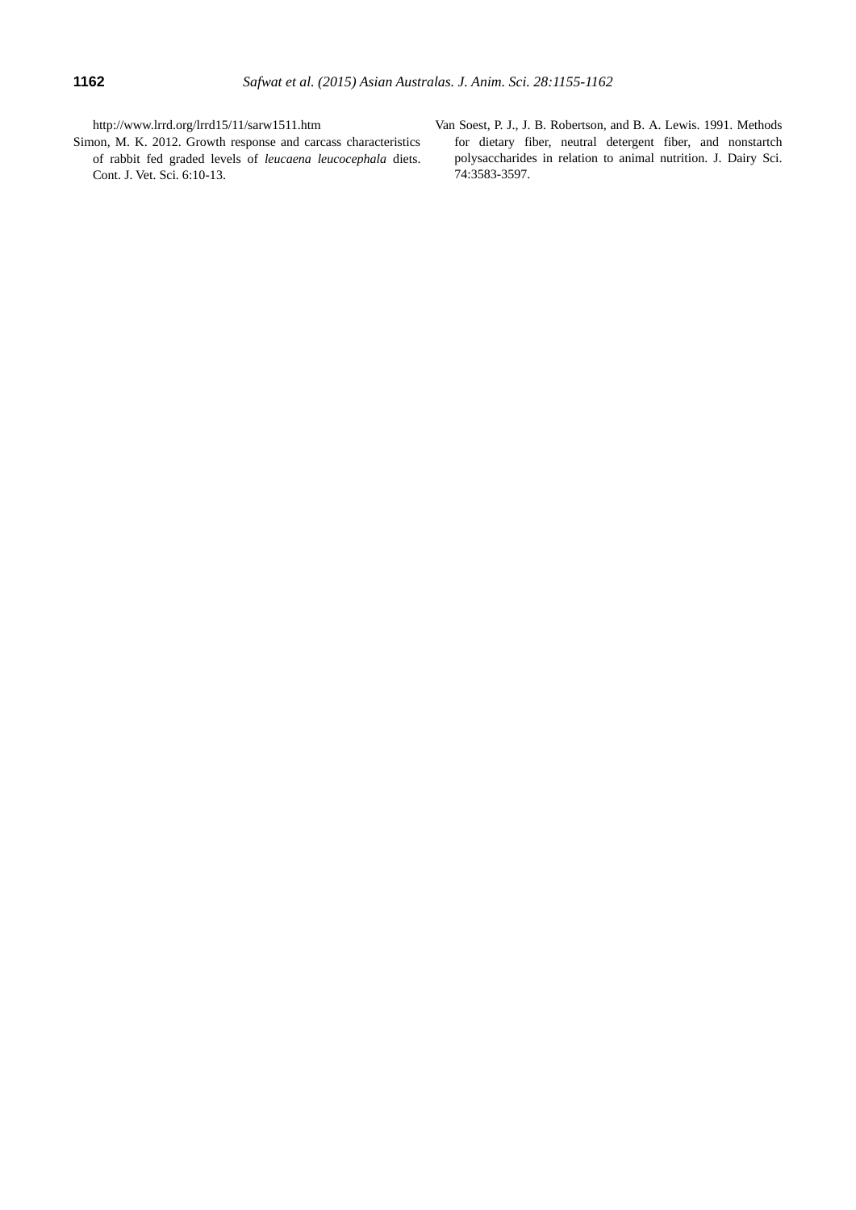http://www.lrrd.org/lrrd15/11/sarw1511.htm

Simon, M. K. 2012. Growth response and carcass characteristics of rabbit fed graded levels of *leucaena leucocephala* diets. Cont. J. Vet. Sci. 6:10-13.

Van Soest, P. J., J. B. Robertson, and B. A. Lewis. 1991. Methods for dietary fiber, neutral detergent fiber, and nonstartch polysaccharides in relation to animal nutrition. J. Dairy Sci. 74:3583-3597.